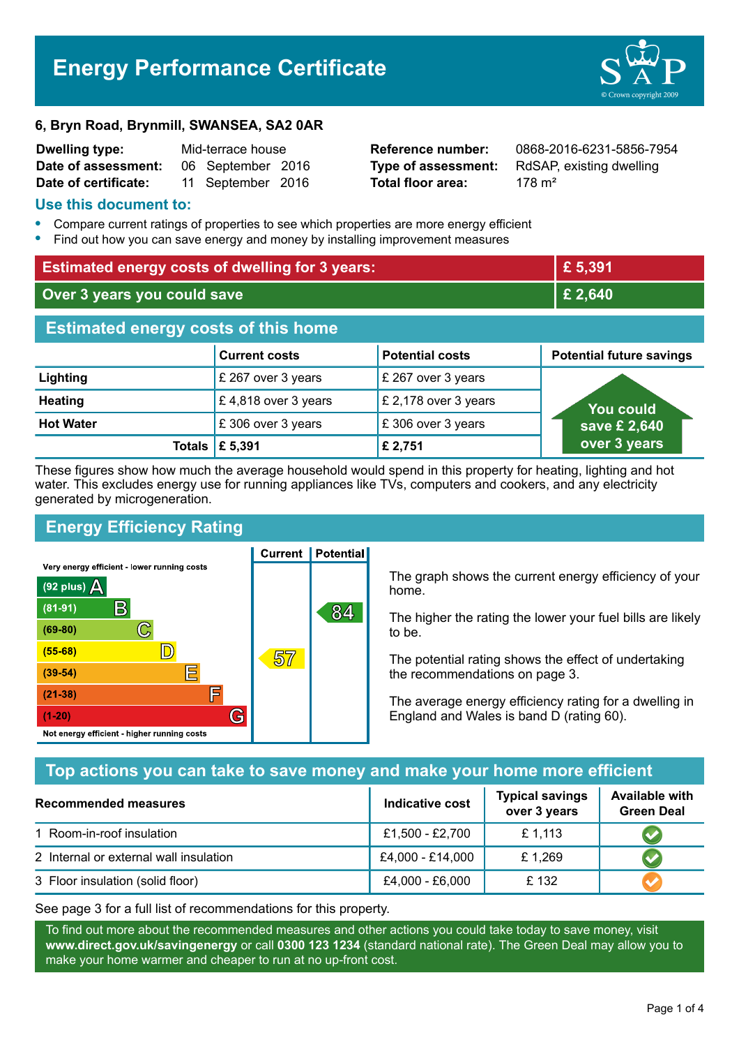# Energy Performance Certificate

**6, Bryn Road, Brynmill, SWANSEA, SA2 0AR**

| | | | |
|---|---|---|---|
| **Dwelling type:** | Mid-terrace house | **Reference number:** | 0868-2016-6231-5856-7954 |
| **Date of assessment:** | 06 September 2016 | **Type of assessment:** | RdSAP, existing dwelling |
| **Date of certificate:** | 11 September 2016 | **Total floor area:** | 178 m² |

## Use this document to:

- Compare current ratings of properties to see which properties are more energy efficient
- Find out how you can save energy and money by installing improvement measures

| | |
|---|---|
| **Estimated energy costs of dwelling for 3 years:** | **£ 5,391** |
| **Over 3 years you could save** | **£ 2,640** |

## Estimated energy costs of this home

| | Current costs | Potential costs | Potential future savings |
|---|---|---|---|
| **Lighting** | £ 267 over 3 years | £ 267 over 3 years | You could save £ 2,640 over 3 years |
| **Heating** | £ 4,818 over 3 years | £ 2,178 over 3 years | |
| **Hot Water** | £ 306 over 3 years | £ 306 over 3 years | |
| **Totals** | **£ 5,391** | **£ 2,751** | |

These figures show how much the average household would spend in this property for heating, lighting and hot water. This excludes energy use for running appliances like TVs, computers and cookers, and any electricity generated by microgeneration.

## Energy Efficiency Rating

Very energy efficient - lower running costs

| Band | Current | Potential |
|---|---|---|
| (92 plus) A | | |
| (81-91) B | | 84 |
| (69-80) C | | |
| (55-68) D | 57 | |
| (39-54) E | | |
| (21-38) F | | |
| (1-20) G | | |

Not energy efficient - higher running costs

The graph shows the current energy efficiency of your home.

The higher the rating the lower your fuel bills are likely to be.

The potential rating shows the effect of undertaking the recommendations on page 3.

The average energy efficiency rating for a dwelling in England and Wales is band D (rating 60).

## Top actions you can take to save money and make your home more efficient

| Recommended measures | Indicative cost | Typical savings over 3 years | Available with Green Deal |
|---|---|---|---|
| 1 Room-in-roof insulation | £1,500 - £2,700 | £ 1,113 | ✔ |
| 2 Internal or external wall insulation | £4,000 - £14,000 | £ 1,269 | ✔ |
| 3 Floor insulation (solid floor) | £4,000 - £6,000 | £ 132 | ✔ |

See page 3 for a full list of recommendations for this property.

To find out more about the recommended measures and other actions you could take today to save money, visit **www.direct.gov.uk/savingenergy** or call **0300 123 1234** (standard national rate). The Green Deal may allow you to make your home warmer and cheaper to run at no up-front cost.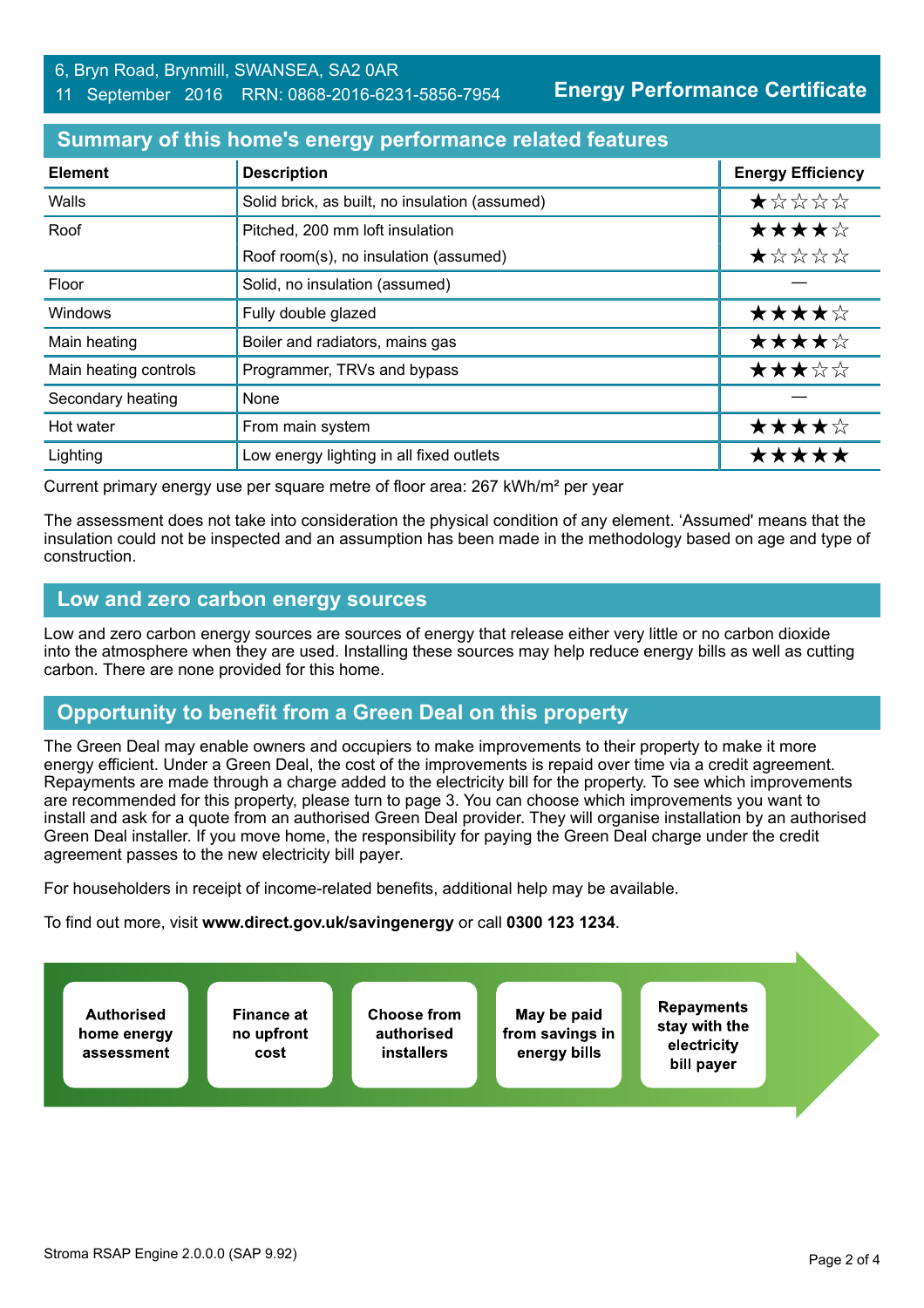6, Bryn Road, Brynmill, SWANSEA, SA2 0AR
11 September 2016 RRN: 0868-2016-6231-5856-7954

**Energy Performance Certificate**

## Summary of this home's energy performance related features

| Element | Description | Energy Efficiency |
|---|---|---|
| Walls | Solid brick, as built, no insulation (assumed) | ★☆☆☆☆ |
| Roof | Pitched, 200 mm loft insulation | ★★★★☆ |
| | Roof room(s), no insulation (assumed) | ★☆☆☆☆ |
| Floor | Solid, no insulation (assumed) | — |
| Windows | Fully double glazed | ★★★★☆ |
| Main heating | Boiler and radiators, mains gas | ★★★★☆ |
| Main heating controls | Programmer, TRVs and bypass | ★★★☆☆ |
| Secondary heating | None | — |
| Hot water | From main system | ★★★★☆ |
| Lighting | Low energy lighting in all fixed outlets | ★★★★★ |

Current primary energy use per square metre of floor area: 267 kWh/m² per year

The assessment does not take into consideration the physical condition of any element. 'Assumed' means that the insulation could not be inspected and an assumption has been made in the methodology based on age and type of construction.

## Low and zero carbon energy sources

Low and zero carbon energy sources are sources of energy that release either very little or no carbon dioxide into the atmosphere when they are used. Installing these sources may help reduce energy bills as well as cutting carbon. There are none provided for this home.

## Opportunity to benefit from a Green Deal on this property

The Green Deal may enable owners and occupiers to make improvements to their property to make it more energy efficient. Under a Green Deal, the cost of the improvements is repaid over time via a credit agreement. Repayments are made through a charge added to the electricity bill for the property. To see which improvements are recommended for this property, please turn to page 3. You can choose which improvements you want to install and ask for a quote from an authorised Green Deal provider. They will organise installation by an authorised Green Deal installer. If you move home, the responsibility for paying the Green Deal charge under the credit agreement passes to the new electricity bill payer.

For householders in receipt of income-related benefits, additional help may be available.

To find out more, visit **www.direct.gov.uk/savingenergy** or call **0300 123 1234**.

- **Authorised home energy assessment**
- **Finance at no upfront cost**
- **Choose from authorised installers**
- **May be paid from savings in energy bills**
- **Repayments stay with the electricity bill payer**

Stroma RSAP Engine 2.0.0.0 (SAP 9.92)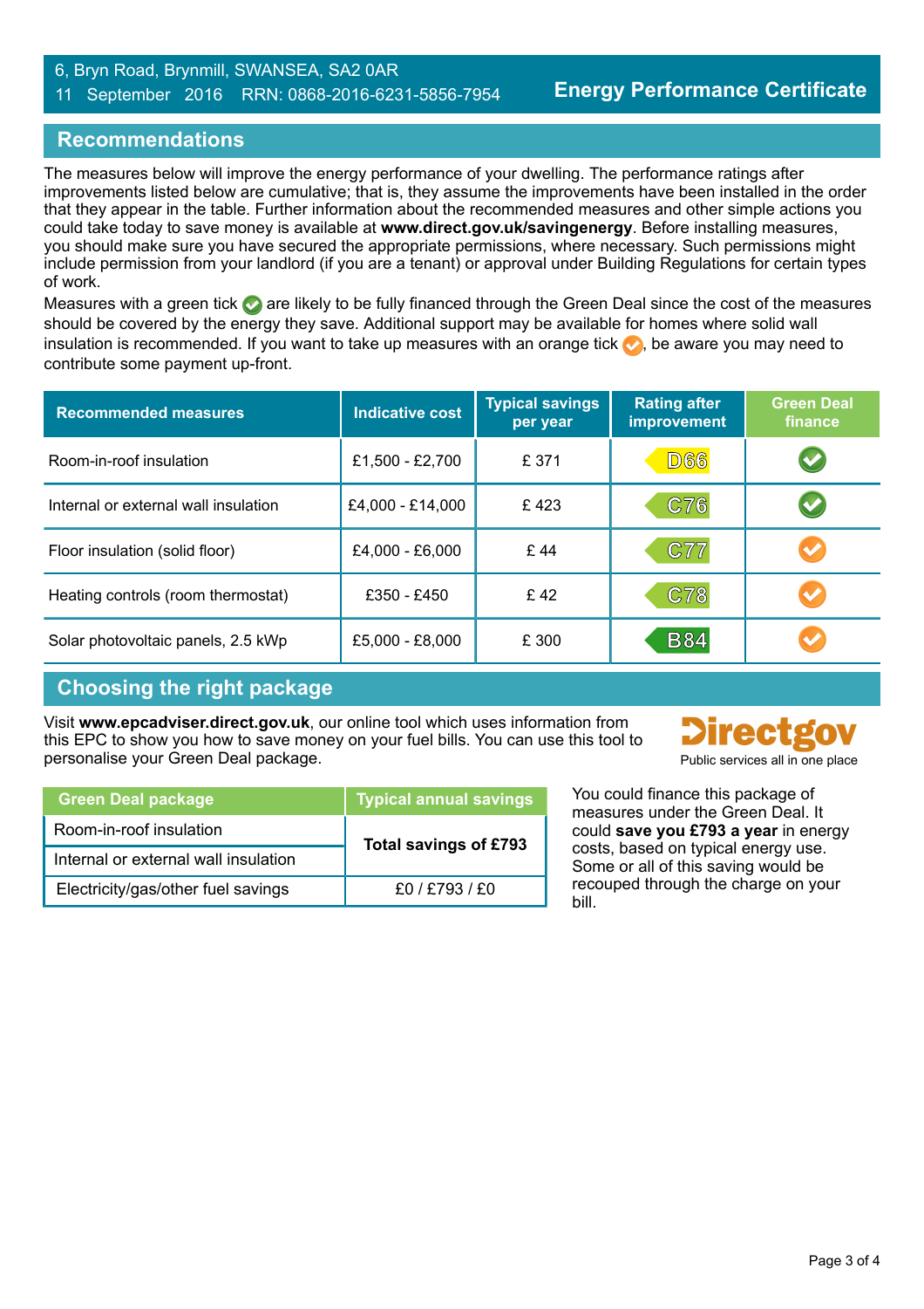6, Bryn Road, Brynmill, SWANSEA, SA2 0AR
11 September 2016 RRN: 0868-2016-6231-5856-7954

**Energy Performance Certificate**

## Recommendations

The measures below will improve the energy performance of your dwelling. The performance ratings after improvements listed below are cumulative; that is, they assume the improvements have been installed in the order that they appear in the table. Further information about the recommended measures and other simple actions you could take today to save money is available at **www.direct.gov.uk/savingenergy**. Before installing measures, you should make sure you have secured the appropriate permissions, where necessary. Such permissions might include permission from your landlord (if you are a tenant) or approval under Building Regulations for certain types of work.

Measures with a green tick ✔ are likely to be fully financed through the Green Deal since the cost of the measures should be covered by the energy they save. Additional support may be available for homes where solid wall insulation is recommended. If you want to take up measures with an orange tick ✔, be aware you may need to contribute some payment up-front.

| Recommended measures | Indicative cost | Typical savings per year | Rating after improvement | Green Deal finance |
|---|---|---|---|---|
| Room-in-roof insulation | £1,500 - £2,700 | £ 371 | D66 | ✔ (green) |
| Internal or external wall insulation | £4,000 - £14,000 | £ 423 | C76 | ✔ (green) |
| Floor insulation (solid floor) | £4,000 - £6,000 | £ 44 | C77 | ✔ (orange) |
| Heating controls (room thermostat) | £350 - £450 | £ 42 | C78 | ✔ (orange) |
| Solar photovoltaic panels, 2.5 kWp | £5,000 - £8,000 | £ 300 | B84 | ✔ (orange) |

## Choosing the right package

Visit **www.epcadviser.direct.gov.uk**, our online tool which uses information from this EPC to show you how to save money on your fuel bills. You can use this tool to personalise your Green Deal package.

Directgov
Public services all in one place

| Green Deal package | Typical annual savings |
|---|---|
| Room-in-roof insulation | **Total savings of £793** |
| Internal or external wall insulation | |
| Electricity/gas/other fuel savings | £0 / £793 / £0 |

You could finance this package of measures under the Green Deal. It could **save you £793 a year** in energy costs, based on typical energy use. Some or all of this saving would be recouped through the charge on your bill.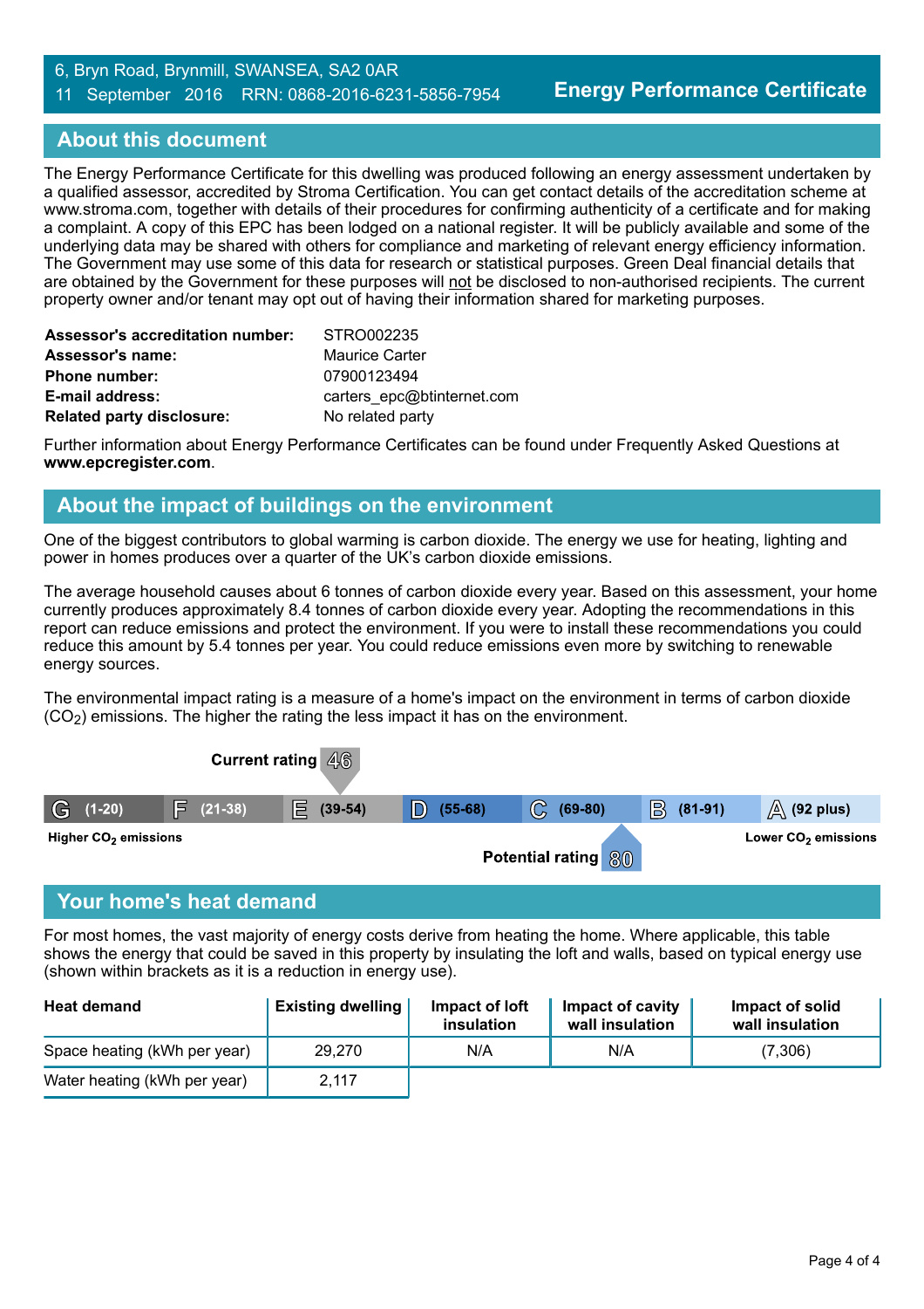6, Bryn Road, Brynmill, SWANSEA, SA2 0AR
11 September 2016 RRN: 0868-2016-6231-5856-7954

**Energy Performance Certificate**

## About this document

The Energy Performance Certificate for this dwelling was produced following an energy assessment undertaken by a qualified assessor, accredited by Stroma Certification. You can get contact details of the accreditation scheme at www.stroma.com, together with details of their procedures for confirming authenticity of a certificate and for making a complaint. A copy of this EPC has been lodged on a national register. It will be publicly available and some of the underlying data may be shared with others for compliance and marketing of relevant energy efficiency information. The Government may use some of this data for research or statistical purposes. Green Deal financial details that are obtained by the Government for these purposes will not be disclosed to non-authorised recipients. The current property owner and/or tenant may opt out of having their information shared for marketing purposes.

| | |
|---|---|
| **Assessor's accreditation number:** | STRO002235 |
| **Assessor's name:** | Maurice Carter |
| **Phone number:** | 07900123494 |
| **E-mail address:** | carters_epc@btinternet.com |
| **Related party disclosure:** | No related party |

Further information about Energy Performance Certificates can be found under Frequently Asked Questions at **www.epcregister.com**.

## About the impact of buildings on the environment

One of the biggest contributors to global warming is carbon dioxide. The energy we use for heating, lighting and power in homes produces over a quarter of the UK's carbon dioxide emissions.

The average household causes about 6 tonnes of carbon dioxide every year. Based on this assessment, your home currently produces approximately 8.4 tonnes of carbon dioxide every year. Adopting the recommendations in this report can reduce emissions and protect the environment. If you were to install these recommendations you could reduce this amount by 5.4 tonnes per year. You could reduce emissions even more by switching to renewable energy sources.

The environmental impact rating is a measure of a home's impact on the environment in terms of carbon dioxide ($CO_2$) emissions. The higher the rating the less impact it has on the environment.

Current rating 46

G (1-20) F (21-38) E (39-54) D (55-68) C (69-80) B (81-91) A (92 plus)

Higher $CO_2$ emissions

Lower $CO_2$ emissions

Potential rating 80

## Your home's heat demand

For most homes, the vast majority of energy costs derive from heating the home. Where applicable, this table shows the energy that could be saved in this property by insulating the loft and walls, based on typical energy use (shown within brackets as it is a reduction in energy use).

| Heat demand | Existing dwelling | Impact of loft insulation | Impact of cavity wall insulation | Impact of solid wall insulation |
|---|---|---|---|---|
| Space heating (kWh per year) | 29,270 | N/A | N/A | (7,306) |
| Water heating (kWh per year) | 2,117 | | | |